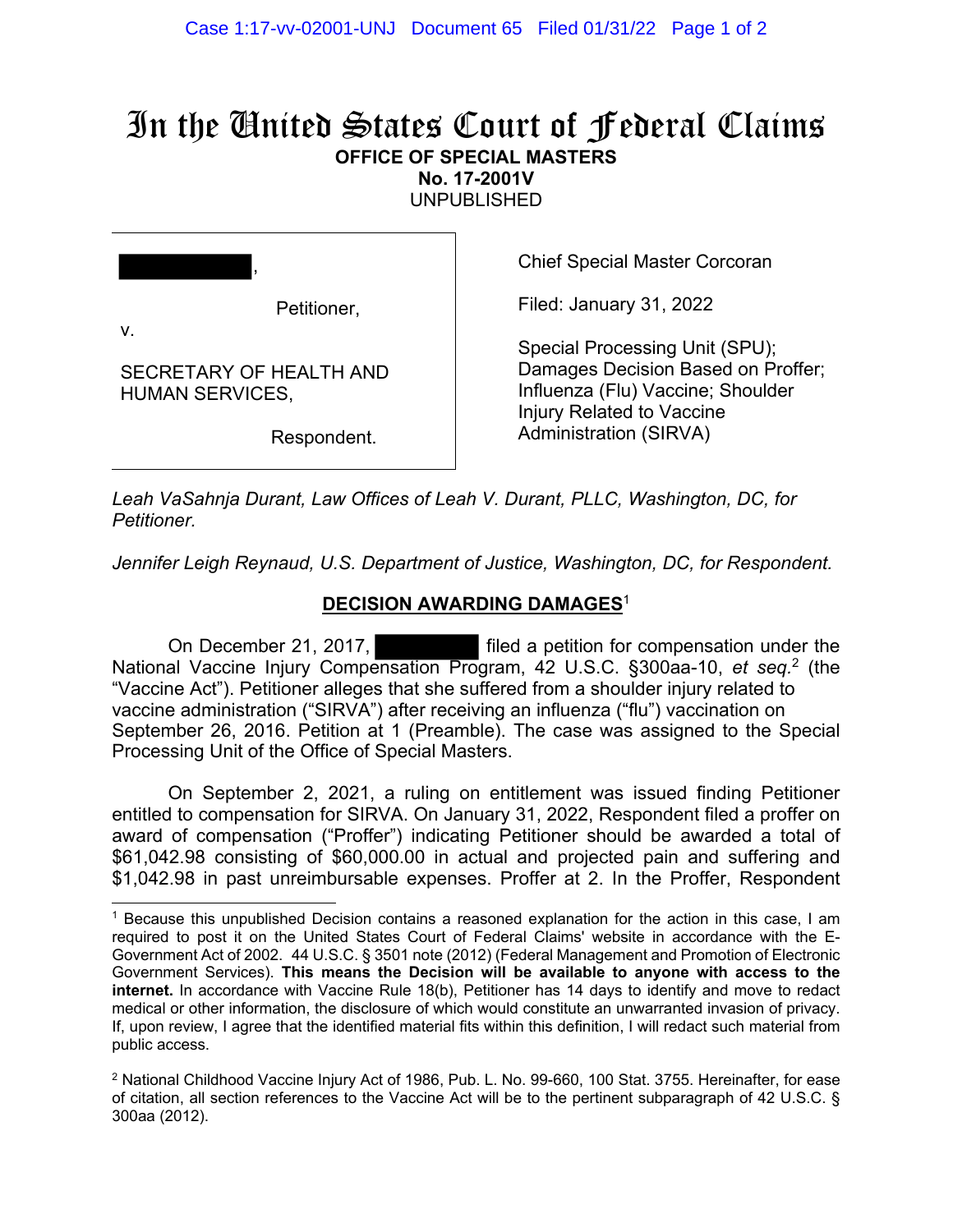# In the United States Court of Federal Claims

**OFFICE OF SPECIAL MASTERS**
**No. 17-2001V**
UNPUBLISHED

| | |
|---|---|
| [REDACTED], Petitioner, v. SECRETARY OF HEALTH AND HUMAN SERVICES, Respondent. | Chief Special Master Corcoran<br><br>Filed: January 31, 2022<br><br>Special Processing Unit (SPU); Damages Decision Based on Proffer; Influenza (Flu) Vaccine; Shoulder Injury Related to Vaccine Administration (SIRVA) |

*Leah VaSahnja Durant, Law Offices of Leah V. Durant, PLLC, Washington, DC, for Petitioner.*

*Jennifer Leigh Reynaud, U.S. Department of Justice, Washington, DC, for Respondent.*

## DECISION AWARDING DAMAGES[1]

On December 21, 2017, [REDACTED] filed a petition for compensation under the National Vaccine Injury Compensation Program, 42 U.S.C. §300aa-10, *et seq.*[2] (the "Vaccine Act"). Petitioner alleges that she suffered from a shoulder injury related to vaccine administration ("SIRVA") after receiving an influenza ("flu") vaccination on September 26, 2016. Petition at 1 (Preamble). The case was assigned to the Special Processing Unit of the Office of Special Masters.

On September 2, 2021, a ruling on entitlement was issued finding Petitioner entitled to compensation for SIRVA. On January 31, 2022, Respondent filed a proffer on award of compensation ("Proffer") indicating Petitioner should be awarded a total of $61,042.98 consisting of $60,000.00 in actual and projected pain and suffering and $1,042.98 in past unreimbursable expenses. Proffer at 2. In the Proffer, Respondent

---

[1] Because this unpublished Decision contains a reasoned explanation for the action in this case, I am required to post it on the United States Court of Federal Claims' website in accordance with the E-Government Act of 2002. 44 U.S.C. § 3501 note (2012) (Federal Management and Promotion of Electronic Government Services). **This means the Decision will be available to anyone with access to the internet.** In accordance with Vaccine Rule 18(b), Petitioner has 14 days to identify and move to redact medical or other information, the disclosure of which would constitute an unwarranted invasion of privacy. If, upon review, I agree that the identified material fits within this definition, I will redact such material from public access.

[2] National Childhood Vaccine Injury Act of 1986, Pub. L. No. 99-660, 100 Stat. 3755. Hereinafter, for ease of citation, all section references to the Vaccine Act will be to the pertinent subparagraph of 42 U.S.C. § 300aa (2012).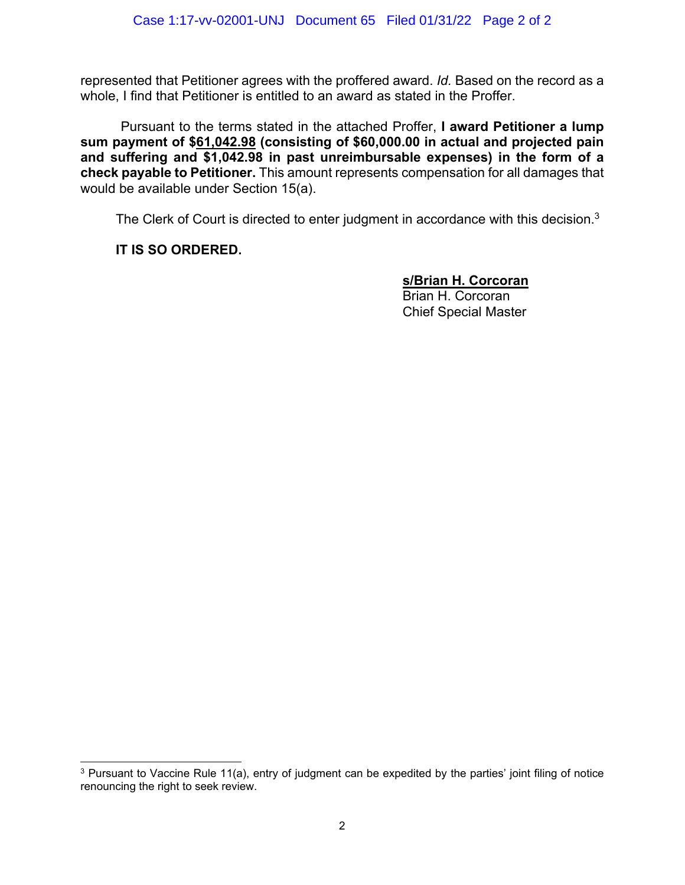represented that Petitioner agrees with the proffered award. *Id.* Based on the record as a whole, I find that Petitioner is entitled to an award as stated in the Proffer.

Pursuant to the terms stated in the attached Proffer, **I award Petitioner a lump sum payment of $61,042.98 (consisting of $60,000.00 in actual and projected pain and suffering and $1,042.98 in past unreimbursable expenses) in the form of a check payable to Petitioner.** This amount represents compensation for all damages that would be available under Section 15(a).

The Clerk of Court is directed to enter judgment in accordance with this decision.[3]

**IT IS SO ORDERED.**

**s/Brian H. Corcoran**
Brian H. Corcoran
Chief Special Master

[3] Pursuant to Vaccine Rule 11(a), entry of judgment can be expedited by the parties' joint filing of notice renouncing the right to seek review.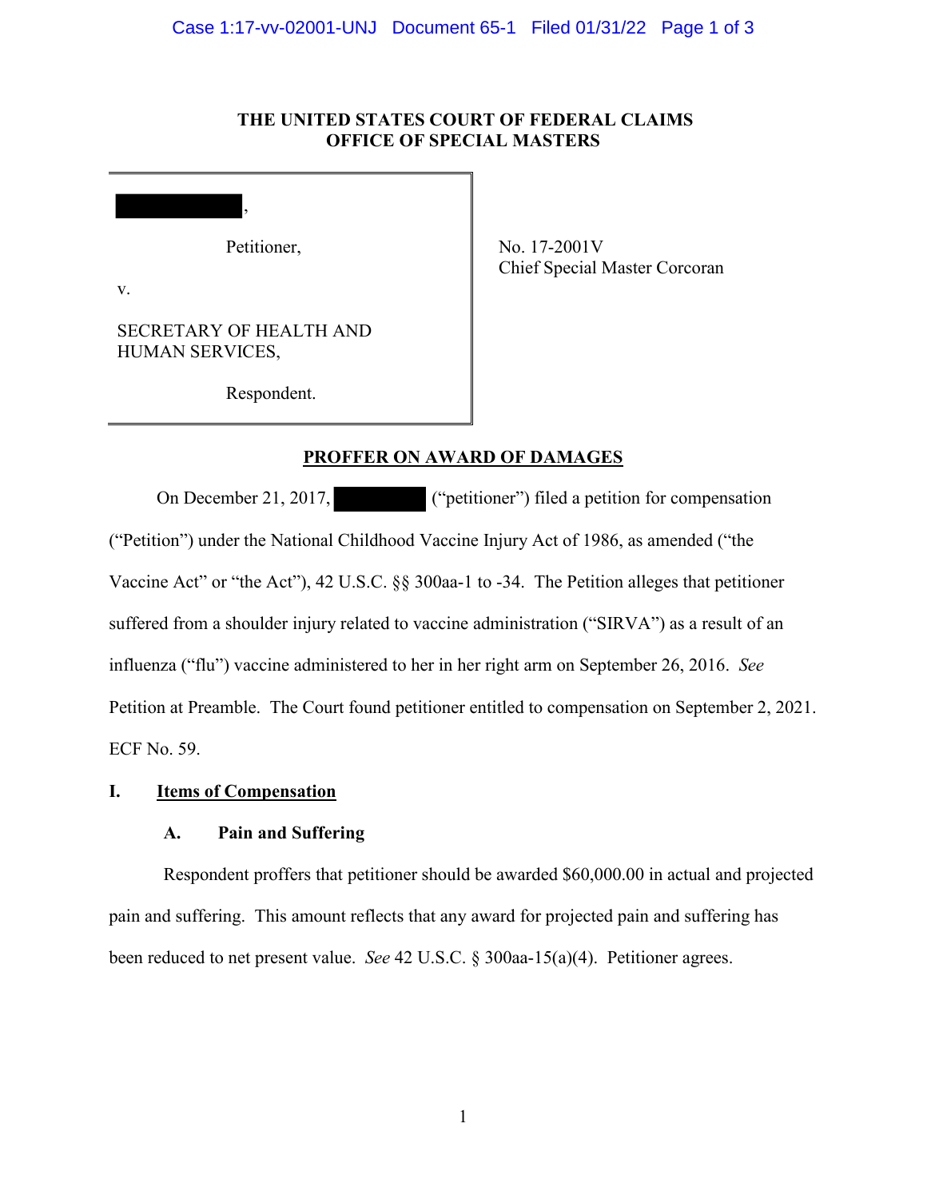# THE UNITED STATES COURT OF FEDERAL CLAIMS
# OFFICE OF SPECIAL MASTERS

| | |
|---|---|
| ██████████, <br><br> Petitioner, <br><br> v. <br><br> SECRETARY OF HEALTH AND HUMAN SERVICES, <br><br> Respondent. | No. 17-2001V <br> Chief Special Master Corcoran |

## PROFFER ON AWARD OF DAMAGES

On December 21, 2017, ████████ ("petitioner") filed a petition for compensation ("Petition") under the National Childhood Vaccine Injury Act of 1986, as amended ("the Vaccine Act" or "the Act"), 42 U.S.C. §§ 300aa-1 to -34. The Petition alleges that petitioner suffered from a shoulder injury related to vaccine administration ("SIRVA") as a result of an influenza ("flu") vaccine administered to her in her right arm on September 26, 2016. *See* Petition at Preamble. The Court found petitioner entitled to compensation on September 2, 2021. ECF No. 59.

### I. Items of Compensation

#### A. Pain and Suffering

Respondent proffers that petitioner should be awarded $60,000.00 in actual and projected pain and suffering. This amount reflects that any award for projected pain and suffering has been reduced to net present value. *See* 42 U.S.C. § 300aa-15(a)(4). Petitioner agrees.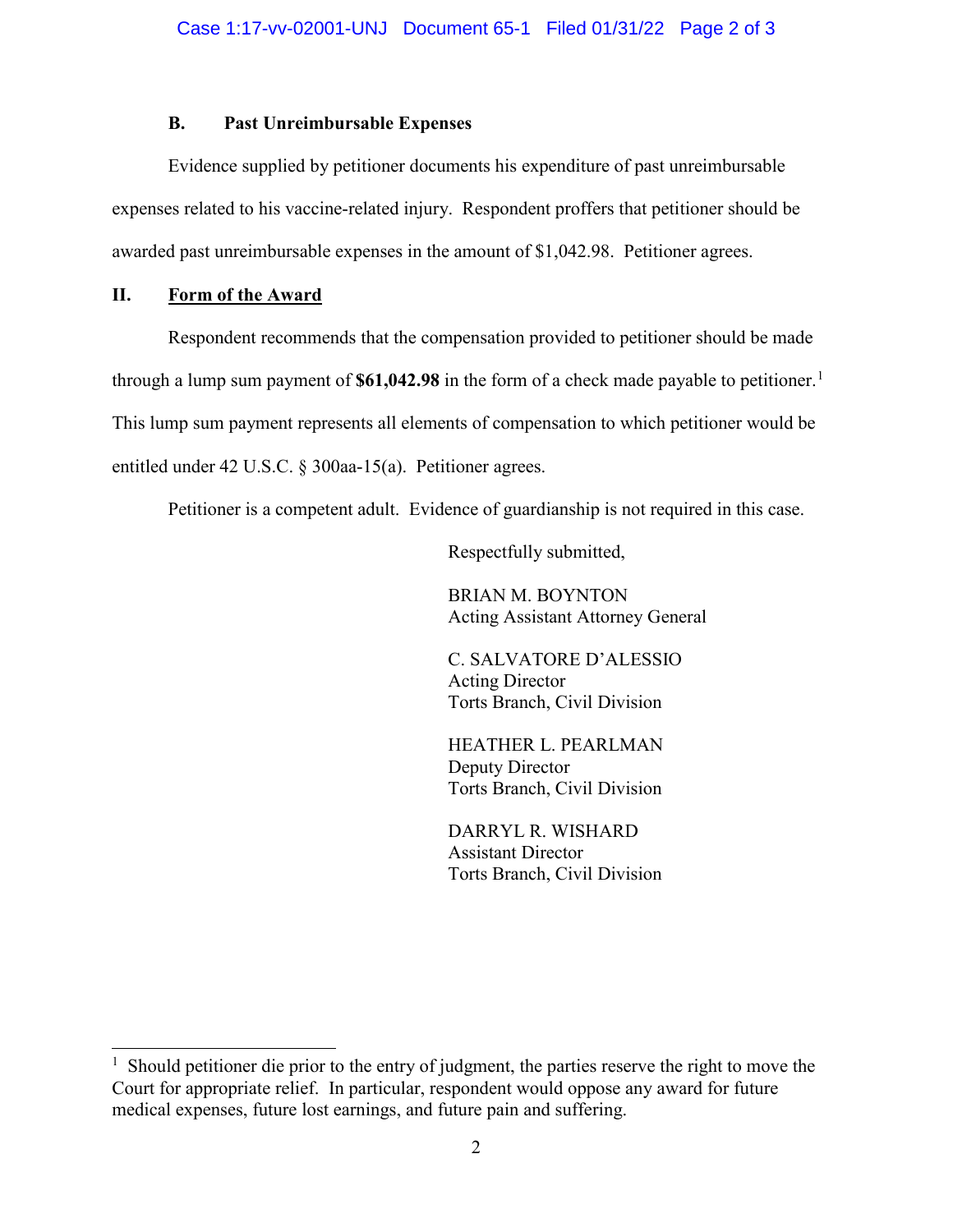### B. Past Unreimbursable Expenses

Evidence supplied by petitioner documents his expenditure of past unreimbursable expenses related to his vaccine-related injury. Respondent proffers that petitioner should be awarded past unreimbursable expenses in the amount of $1,042.98. Petitioner agrees.

## II. Form of the Award

Respondent recommends that the compensation provided to petitioner should be made through a lump sum payment of **$61,042.98** in the form of a check made payable to petitioner.[1] This lump sum payment represents all elements of compensation to which petitioner would be entitled under 42 U.S.C. § 300aa-15(a). Petitioner agrees.

Petitioner is a competent adult. Evidence of guardianship is not required in this case.

Respectfully submitted,

BRIAN M. BOYNTON
Acting Assistant Attorney General

C. SALVATORE D'ALESSIO
Acting Director
Torts Branch, Civil Division

HEATHER L. PEARLMAN
Deputy Director
Torts Branch, Civil Division

DARRYL R. WISHARD
Assistant Director
Torts Branch, Civil Division

---

[1] Should petitioner die prior to the entry of judgment, the parties reserve the right to move the Court for appropriate relief. In particular, respondent would oppose any award for future medical expenses, future lost earnings, and future pain and suffering.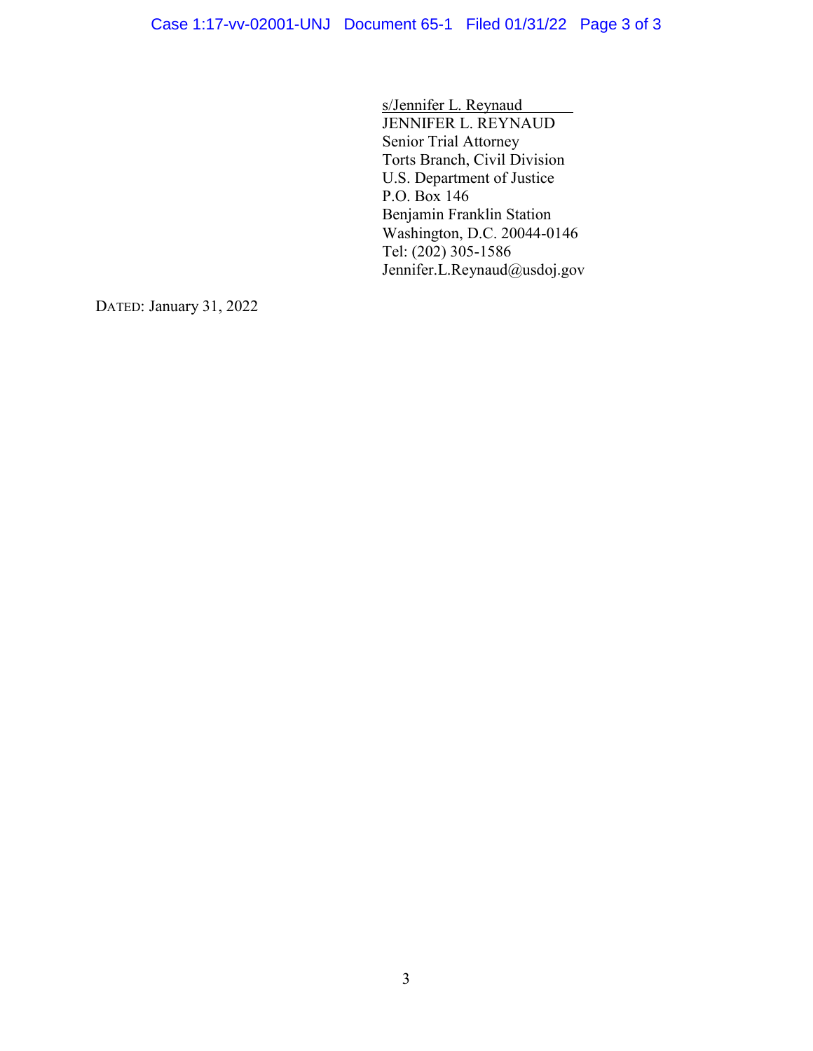s/Jennifer L. Reynaud
JENNIFER L. REYNAUD
Senior Trial Attorney
Torts Branch, Civil Division
U.S. Department of Justice
P.O. Box 146
Benjamin Franklin Station
Washington, D.C. 20044-0146
Tel: (202) 305-1586
Jennifer.L.Reynaud@usdoj.gov

DATED: January 31, 2022